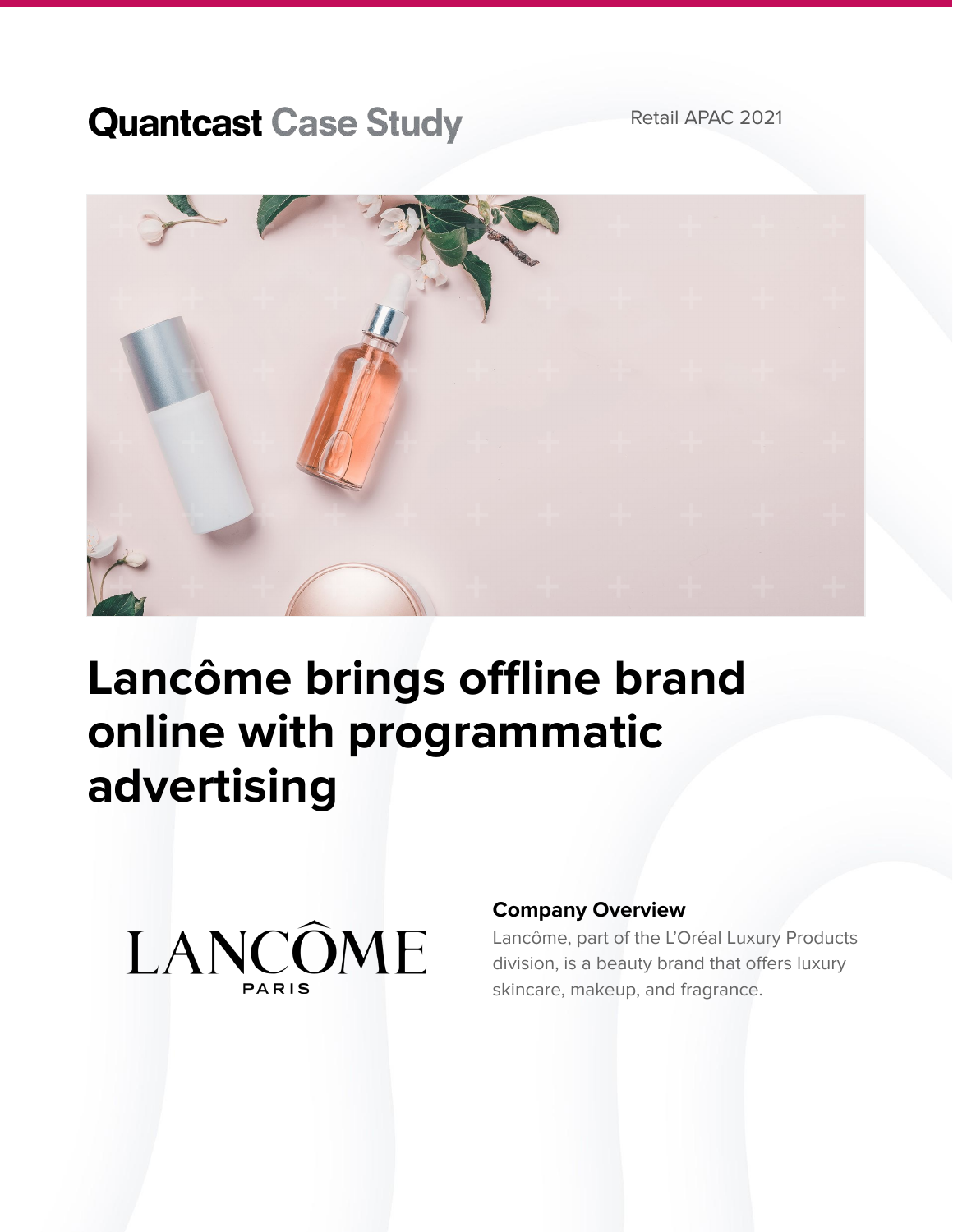Quantcast Case Study

Retail APAC 2021

# Lancôme brings offline brand online with programmatic advertising

LANCÔME PARIS

### Company Overview

Lancôme, part of the L'Oréal Luxury Products division, is a beauty brand that offers luxury skincare, makeup, and fragrance.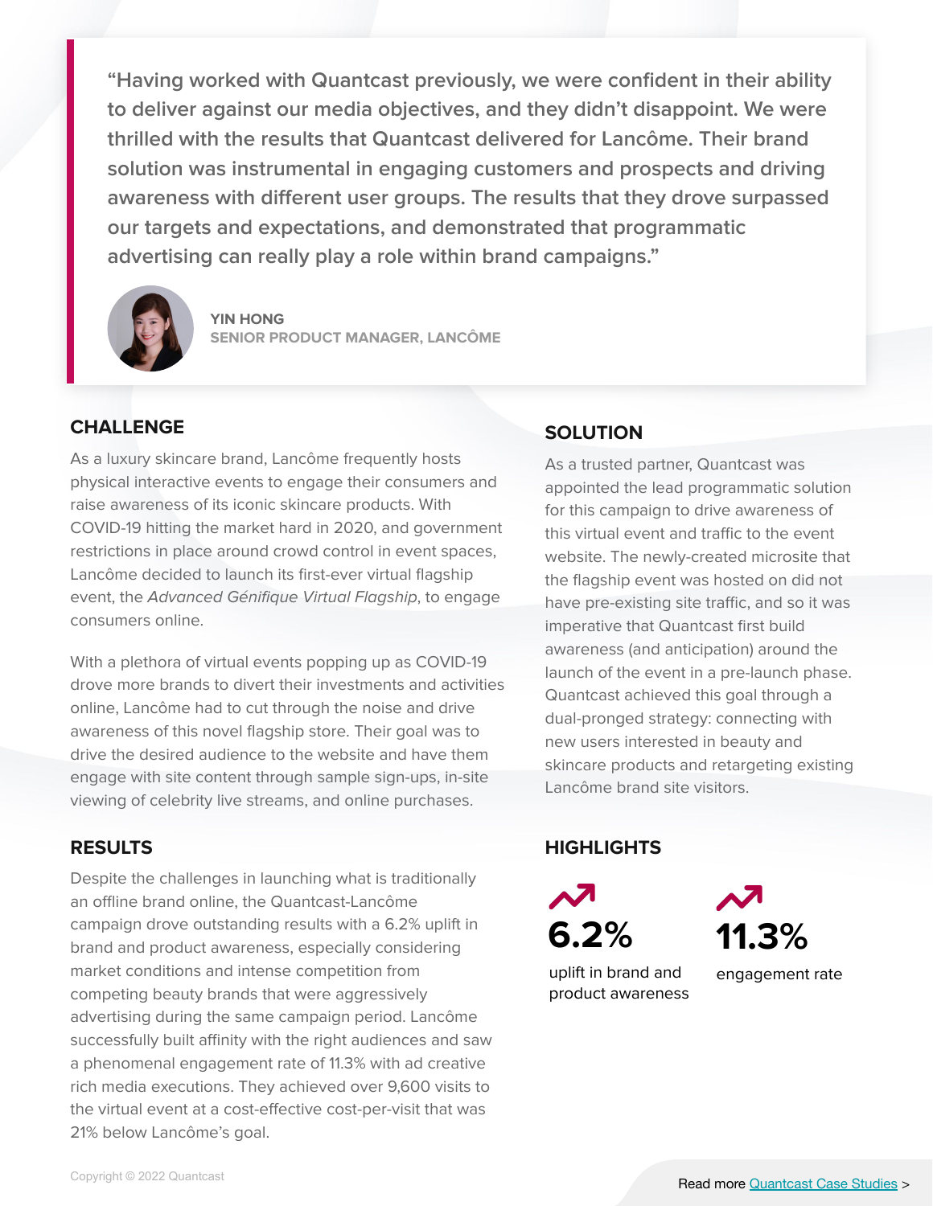> "Having worked with Quantcast previously, we were confident in their ability to deliver against our media objectives, and they didn't disappoint. We were thrilled with the results that Quantcast delivered for Lancôme. Their brand solution was instrumental in engaging customers and prospects and driving awareness with different user groups. The results that they drove surpassed our targets and expectations, and demonstrated that programmatic advertising can really play a role within brand campaigns."

**YIN HONG**
**SENIOR PRODUCT MANAGER, LANCÔME**

## CHALLENGE

As a luxury skincare brand, Lancôme frequently hosts physical interactive events to engage their consumers and raise awareness of its iconic skincare products. With COVID-19 hitting the market hard in 2020, and government restrictions in place around crowd control in event spaces, Lancôme decided to launch its first-ever virtual flagship event, the *Advanced Génifique Virtual Flagship*, to engage consumers online.

With a plethora of virtual events popping up as COVID-19 drove more brands to divert their investments and activities online, Lancôme had to cut through the noise and drive awareness of this novel flagship store. Their goal was to drive the desired audience to the website and have them engage with site content through sample sign-ups, in-site viewing of celebrity live streams, and online purchases.

## RESULTS

Despite the challenges in launching what is traditionally an offline brand online, the Quantcast-Lancôme campaign drove outstanding results with a 6.2% uplift in brand and product awareness, especially considering market conditions and intense competition from competing beauty brands that were aggressively advertising during the same campaign period. Lancôme successfully built affinity with the right audiences and saw a phenomenal engagement rate of 11.3% with ad creative rich media executions. They achieved over 9,600 visits to the virtual event at a cost-effective cost-per-visit that was 21% below Lancôme's goal.

## SOLUTION

As a trusted partner, Quantcast was appointed the lead programmatic solution for this campaign to drive awareness of this virtual event and traffic to the event website. The newly-created microsite that the flagship event was hosted on did not have pre-existing site traffic, and so it was imperative that Quantcast first build awareness (and anticipation) around the launch of the event in a pre-launch phase. Quantcast achieved this goal through a dual-pronged strategy: connecting with new users interested in beauty and skincare products and retargeting existing Lancôme brand site visitors.

## HIGHLIGHTS

**6.2%**
uplift in brand and product awareness

**11.3%**
engagement rate

Copyright © 2022 Quantcast

Read more [Quantcast Case Studies](Quantcast Case Studies) >